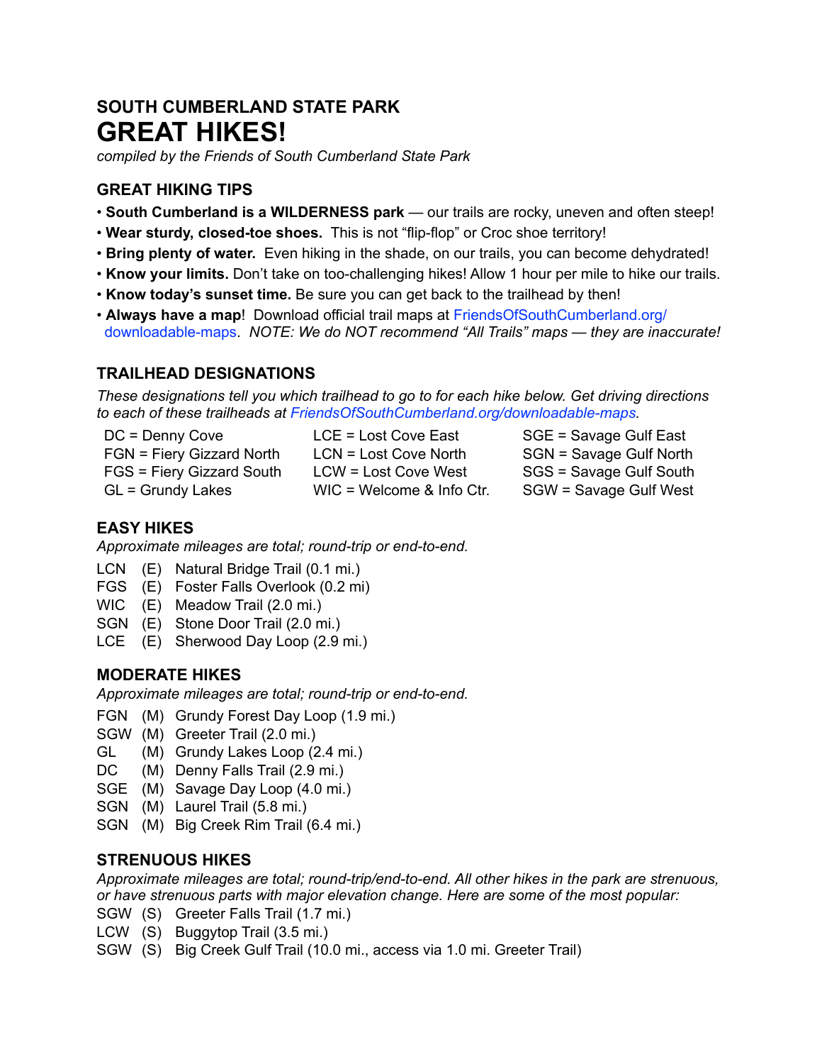# SOUTH CUMBERLAND STATE PARK

# GREAT HIKES!

*compiled by the Friends of South Cumberland State Park*

## GREAT HIKING TIPS

- **South Cumberland is a WILDERNESS park** — our trails are rocky, uneven and often steep!
- **Wear sturdy, closed-toe shoes.** This is not "flip-flop" or Croc shoe territory!
- **Bring plenty of water.** Even hiking in the shade, on our trails, you can become dehydrated!
- **Know your limits.** Don't take on too-challenging hikes! Allow 1 hour per mile to hike our trails.
- **Know today's sunset time.** Be sure you can get back to the trailhead by then!
- **Always have a map**! Download official trail maps at FriendsOfSouthCumberland.org/downloadable-maps. *NOTE: We do NOT recommend "All Trails" maps — they are inaccurate!*

## TRAILHEAD DESIGNATIONS

*These designations tell you which trailhead to go to for each hike below. Get driving directions to each of these trailheads at FriendsOfSouthCumberland.org/downloadable-maps.*

| | | |
|---|---|---|
| DC = Denny Cove | LCE = Lost Cove East | SGE = Savage Gulf East |
| FGN = Fiery Gizzard North | LCN = Lost Cove North | SGN = Savage Gulf North |
| FGS = Fiery Gizzard South | LCW = Lost Cove West | SGS = Savage Gulf South |
| GL = Grundy Lakes | WIC = Welcome & Info Ctr. | SGW = Savage Gulf West |

## EASY HIKES

*Approximate mileages are total; round-trip or end-to-end.*

LCN (E) Natural Bridge Trail (0.1 mi.)
FGS (E) Foster Falls Overlook (0.2 mi)
WIC (E) Meadow Trail (2.0 mi.)
SGN (E) Stone Door Trail (2.0 mi.)
LCE (E) Sherwood Day Loop (2.9 mi.)

## MODERATE HIKES

*Approximate mileages are total; round-trip or end-to-end.*

FGN (M) Grundy Forest Day Loop (1.9 mi.)
SGW (M) Greeter Trail (2.0 mi.)
GL (M) Grundy Lakes Loop (2.4 mi.)
DC (M) Denny Falls Trail (2.9 mi.)
SGE (M) Savage Day Loop (4.0 mi.)
SGN (M) Laurel Trail (5.8 mi.)
SGN (M) Big Creek Rim Trail (6.4 mi.)

## STRENUOUS HIKES

*Approximate mileages are total; round-trip/end-to-end. All other hikes in the park are strenuous, or have strenuous parts with major elevation change. Here are some of the most popular:*

SGW (S) Greeter Falls Trail (1.7 mi.)
LCW (S) Buggytop Trail (3.5 mi.)
SGW (S) Big Creek Gulf Trail (10.0 mi., access via 1.0 mi. Greeter Trail)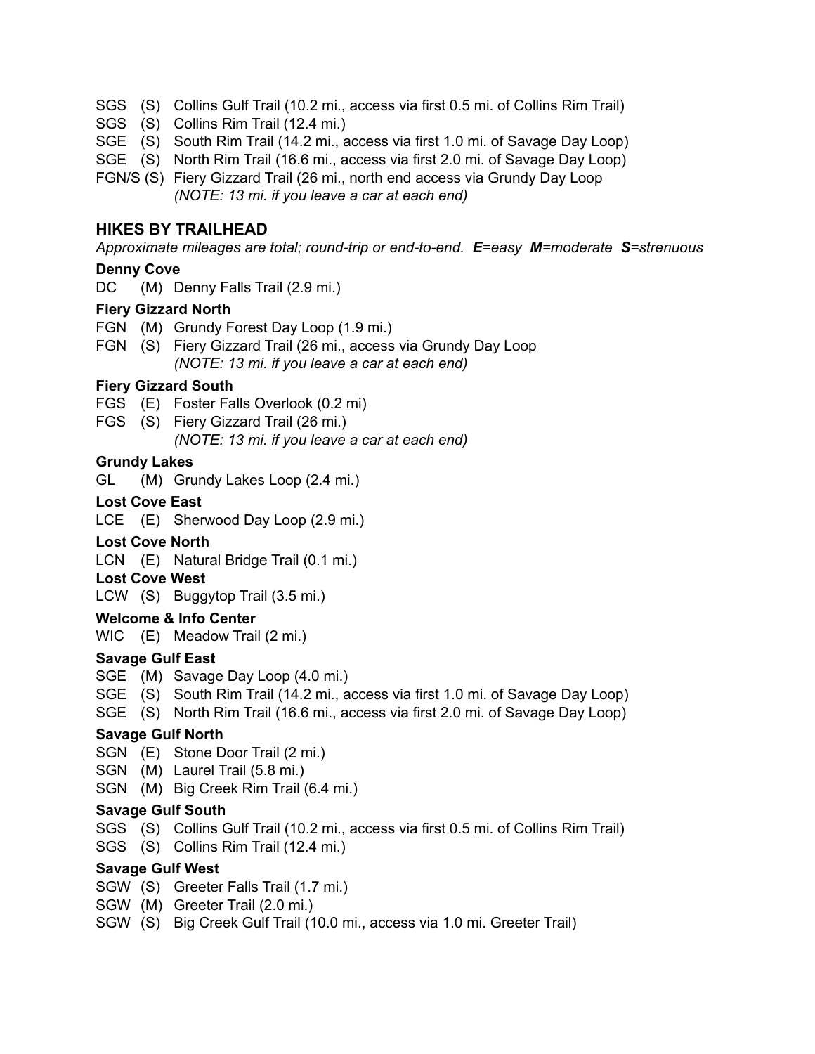SGS (S) Collins Gulf Trail (10.2 mi., access via first 0.5 mi. of Collins Rim Trail)
SGS (S) Collins Rim Trail (12.4 mi.)
SGE (S) South Rim Trail (14.2 mi., access via first 1.0 mi. of Savage Day Loop)
SGE (S) North Rim Trail (16.6 mi., access via first 2.0 mi. of Savage Day Loop)
FGN/S (S) Fiery Gizzard Trail (26 mi., north end access via Grundy Day Loop
*(NOTE: 13 mi. if you leave a car at each end)*

## HIKES BY TRAILHEAD

*Approximate mileages are total; round-trip or end-to-end.* ***E****=easy* ***M****=moderate* ***S****=strenuous*

**Denny Cove**

DC (M) Denny Falls Trail (2.9 mi.)

**Fiery Gizzard North**

FGN (M) Grundy Forest Day Loop (1.9 mi.)
FGN (S) Fiery Gizzard Trail (26 mi., access via Grundy Day Loop
*(NOTE: 13 mi. if you leave a car at each end)*

**Fiery Gizzard South**

FGS (E) Foster Falls Overlook (0.2 mi)
FGS (S) Fiery Gizzard Trail (26 mi.)
*(NOTE: 13 mi. if you leave a car at each end)*

**Grundy Lakes**

GL (M) Grundy Lakes Loop (2.4 mi.)

**Lost Cove East**

LCE (E) Sherwood Day Loop (2.9 mi.)

**Lost Cove North**

LCN (E) Natural Bridge Trail (0.1 mi.)

**Lost Cove West**

LCW (S) Buggytop Trail (3.5 mi.)

**Welcome & Info Center**

WIC (E) Meadow Trail (2 mi.)

**Savage Gulf East**

SGE (M) Savage Day Loop (4.0 mi.)
SGE (S) South Rim Trail (14.2 mi., access via first 1.0 mi. of Savage Day Loop)
SGE (S) North Rim Trail (16.6 mi., access via first 2.0 mi. of Savage Day Loop)

**Savage Gulf North**

SGN (E) Stone Door Trail (2 mi.)
SGN (M) Laurel Trail (5.8 mi.)
SGN (M) Big Creek Rim Trail (6.4 mi.)

**Savage Gulf South**

SGS (S) Collins Gulf Trail (10.2 mi., access via first 0.5 mi. of Collins Rim Trail)
SGS (S) Collins Rim Trail (12.4 mi.)

**Savage Gulf West**

SGW (S) Greeter Falls Trail (1.7 mi.)
SGW (M) Greeter Trail (2.0 mi.)
SGW (S) Big Creek Gulf Trail (10.0 mi., access via 1.0 mi. Greeter Trail)